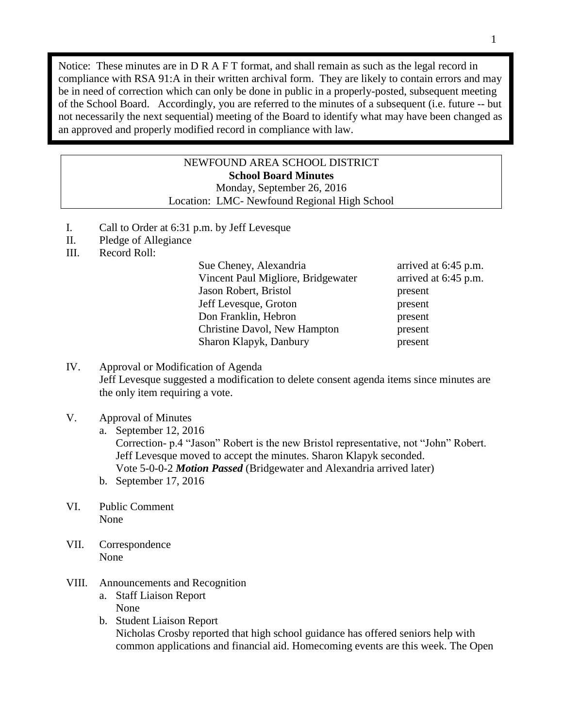Notice: These minutes are in D R A F T format, and shall remain as such as the legal record in compliance with RSA 91:A in their written archival form. They are likely to contain errors and may be in need of correction which can only be done in public in a properly-posted, subsequent meeting of the School Board. Accordingly, you are referred to the minutes of a subsequent (i.e. future -- but not necessarily the next sequential) meeting of the Board to identify what may have been changed as an approved and properly modified record in compliance with law.

NEWFOUND AREA SCHOOL DISTRICT
**School Board Minutes**
Monday, September 26, 2016
Location: LMC- Newfound Regional High School

I. Call to Order at 6:31 p.m. by Jeff Levesque

II. Pledge of Allegiance

III. Record Roll:

| | |
|---|---|
| Sue Cheney, Alexandria | arrived at 6:45 p.m. |
| Vincent Paul Migliore, Bridgewater | arrived at 6:45 p.m. |
| Jason Robert, Bristol | present |
| Jeff Levesque, Groton | present |
| Don Franklin, Hebron | present |
| Christine Davol, New Hampton | present |
| Sharon Klapyk, Danbury | present |

IV. Approval or Modification of Agenda
Jeff Levesque suggested a modification to delete consent agenda items since minutes are the only item requiring a vote.

V. Approval of Minutes
   a. September 12, 2016
      Correction- p.4 "Jason" Robert is the new Bristol representative, not "John" Robert.
      Jeff Levesque moved to accept the minutes. Sharon Klapyk seconded.
      Vote 5-0-0-2 ***Motion Passed*** (Bridgewater and Alexandria arrived later)
   b. September 17, 2016

VI. Public Comment
None

VII. Correspondence
None

VIII. Announcements and Recognition
   a. Staff Liaison Report
      None
   b. Student Liaison Report
      Nicholas Crosby reported that high school guidance has offered seniors help with common applications and financial aid. Homecoming events are this week. The Open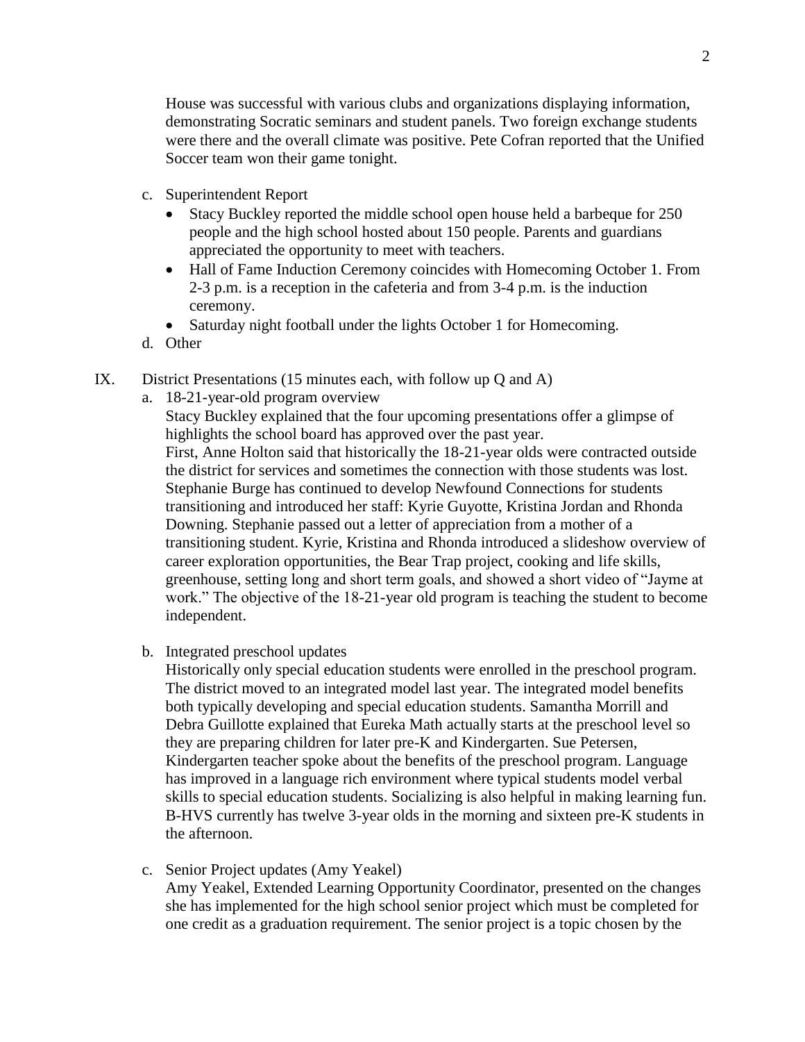House was successful with various clubs and organizations displaying information, demonstrating Socratic seminars and student panels. Two foreign exchange students were there and the overall climate was positive. Pete Cofran reported that the Unified Soccer team won their game tonight.

c. Superintendent Report
   - Stacy Buckley reported the middle school open house held a barbeque for 250 people and the high school hosted about 150 people. Parents and guardians appreciated the opportunity to meet with teachers.
   - Hall of Fame Induction Ceremony coincides with Homecoming October 1. From 2-3 p.m. is a reception in the cafeteria and from 3-4 p.m. is the induction ceremony.
   - Saturday night football under the lights October 1 for Homecoming.

d. Other

IX. District Presentations (15 minutes each, with follow up Q and A)

a. 18-21-year-old program overview

Stacy Buckley explained that the four upcoming presentations offer a glimpse of highlights the school board has approved over the past year.

First, Anne Holton said that historically the 18-21-year olds were contracted outside the district for services and sometimes the connection with those students was lost. Stephanie Burge has continued to develop Newfound Connections for students transitioning and introduced her staff: Kyrie Guyotte, Kristina Jordan and Rhonda Downing. Stephanie passed out a letter of appreciation from a mother of a transitioning student. Kyrie, Kristina and Rhonda introduced a slideshow overview of career exploration opportunities, the Bear Trap project, cooking and life skills, greenhouse, setting long and short term goals, and showed a short video of "Jayme at work." The objective of the 18-21-year old program is teaching the student to become independent.

b. Integrated preschool updates

Historically only special education students were enrolled in the preschool program. The district moved to an integrated model last year. The integrated model benefits both typically developing and special education students. Samantha Morrill and Debra Guillotte explained that Eureka Math actually starts at the preschool level so they are preparing children for later pre-K and Kindergarten. Sue Petersen, Kindergarten teacher spoke about the benefits of the preschool program. Language has improved in a language rich environment where typical students model verbal skills to special education students. Socializing is also helpful in making learning fun. B-HVS currently has twelve 3-year olds in the morning and sixteen pre-K students in the afternoon.

c. Senior Project updates (Amy Yeakel)

Amy Yeakel, Extended Learning Opportunity Coordinator, presented on the changes she has implemented for the high school senior project which must be completed for one credit as a graduation requirement. The senior project is a topic chosen by the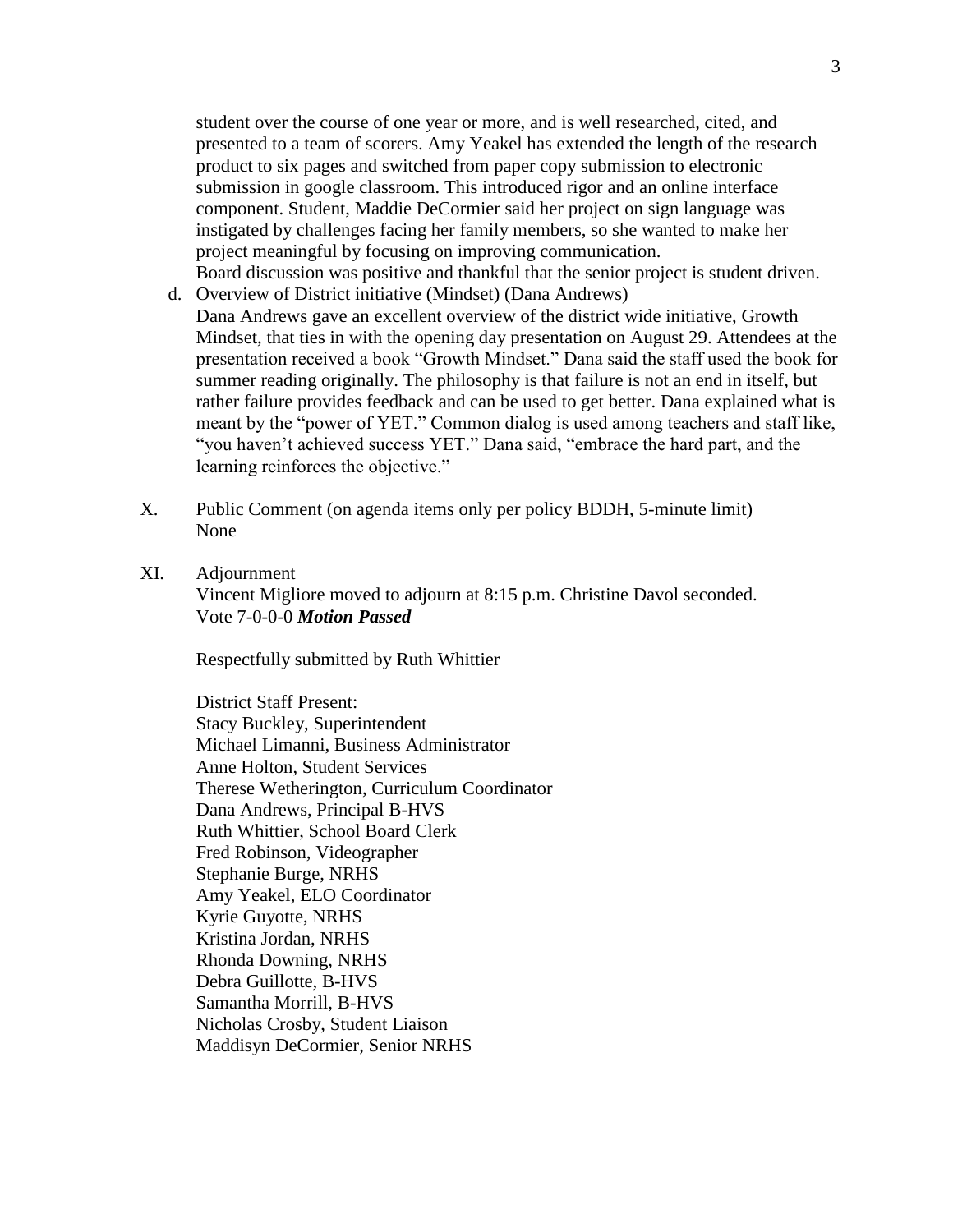student over the course of one year or more, and is well researched, cited, and presented to a team of scorers. Amy Yeakel has extended the length of the research product to six pages and switched from paper copy submission to electronic submission in google classroom. This introduced rigor and an online interface component. Student, Maddie DeCormier said her project on sign language was instigated by challenges facing her family members, so she wanted to make her project meaningful by focusing on improving communication.
Board discussion was positive and thankful that the senior project is student driven.

d. Overview of District initiative (Mindset) (Dana Andrews)
Dana Andrews gave an excellent overview of the district wide initiative, Growth Mindset, that ties in with the opening day presentation on August 29. Attendees at the presentation received a book "Growth Mindset." Dana said the staff used the book for summer reading originally. The philosophy is that failure is not an end in itself, but rather failure provides feedback and can be used to get better. Dana explained what is meant by the "power of YET." Common dialog is used among teachers and staff like, "you haven't achieved success YET." Dana said, "embrace the hard part, and the learning reinforces the objective."

X. Public Comment (on agenda items only per policy BDDH, 5-minute limit)
None

XI. Adjournment
Vincent Migliore moved to adjourn at 8:15 p.m. Christine Davol seconded.
Vote 7-0-0-0 ***Motion Passed***

Respectfully submitted by Ruth Whittier

District Staff Present:
Stacy Buckley, Superintendent
Michael Limanni, Business Administrator
Anne Holton, Student Services
Therese Wetherington, Curriculum Coordinator
Dana Andrews, Principal B-HVS
Ruth Whittier, School Board Clerk
Fred Robinson, Videographer
Stephanie Burge, NRHS
Amy Yeakel, ELO Coordinator
Kyrie Guyotte, NRHS
Kristina Jordan, NRHS
Rhonda Downing, NRHS
Debra Guillotte, B-HVS
Samantha Morrill, B-HVS
Nicholas Crosby, Student Liaison
Maddisyn DeCormier, Senior NRHS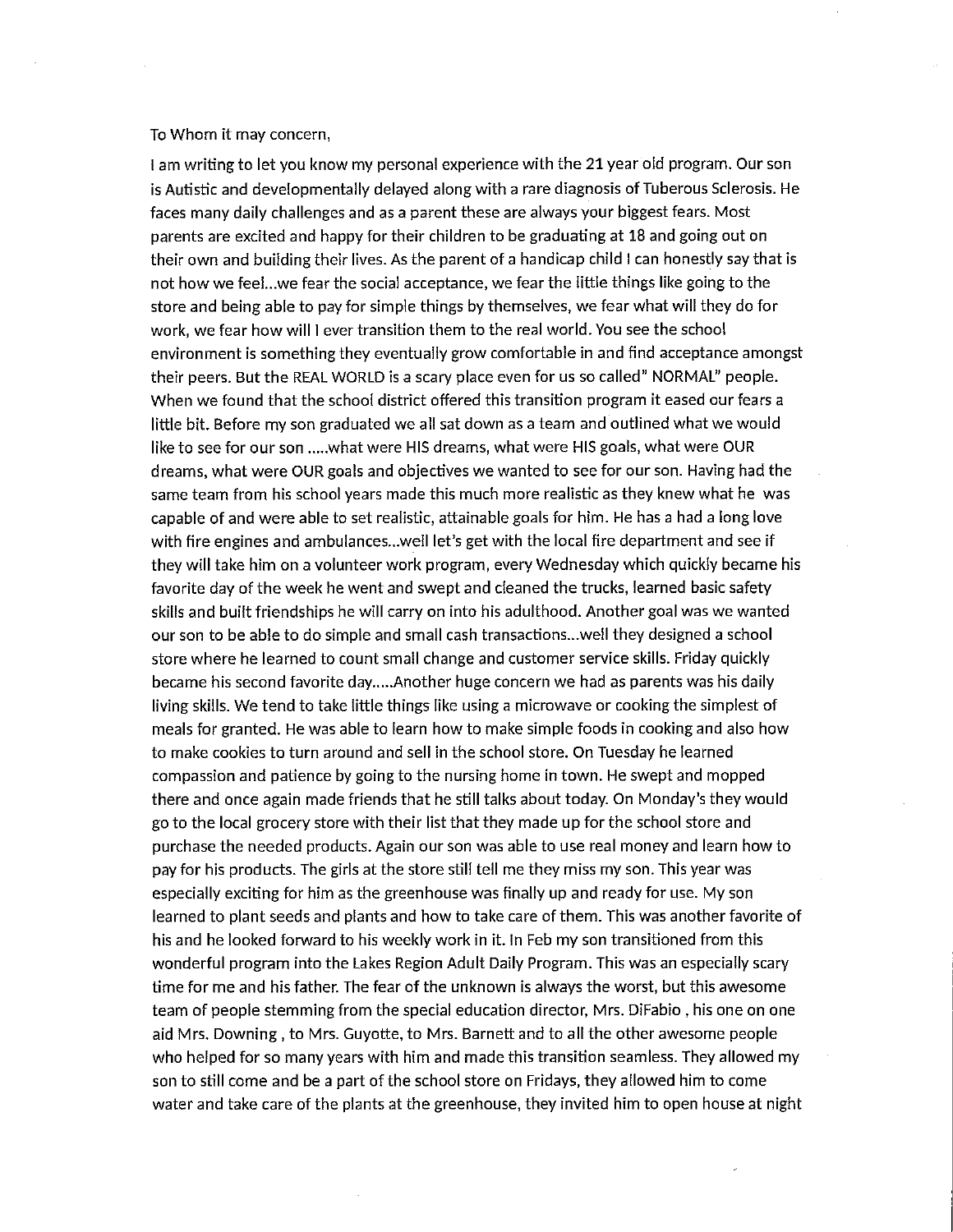To Whom it may concern,

I am writing to let you know my personal experience with the 21 year old program. Our son is Autistic and developmentally delayed along with a rare diagnosis of Tuberous Sclerosis. He faces many daily challenges and as a parent these are always your biggest fears. Most parents are excited and happy for their children to be graduating at 18 and going out on their own and building their lives. As the parent of a handicap child I can honestly say that is not how we feel...we fear the social acceptance, we fear the little things like going to the store and being able to pay for simple things by themselves, we fear what will they do for work, we fear how will I ever transition them to the real world. You see the school environment is something they eventually grow comfortable in and find acceptance amongst their peers. But the REAL WORLD is a scary place even for us so called" NORMAL" people. When we found that the school district offered this transition program it eased our fears a little bit. Before my son graduated we all sat down as a team and outlined what we would like to see for our son .....what were HIS dreams, what were HIS goals, what were OUR dreams, what were OUR goals and objectives we wanted to see for our son. Having had the same team from his school years made this much more realistic as they knew what he was capable of and were able to set realistic, attainable goals for him. He has a had a long love with fire engines and ambulances...well let's get with the local fire department and see if they will take him on a volunteer work program, every Wednesday which quickly became his favorite day of the week he went and swept and cleaned the trucks, learned basic safety skills and built friendships he will carry on into his adulthood. Another goal was we wanted our son to be able to do simple and small cash transactions...well they designed a school store where he learned to count small change and customer service skills. Friday quickly became his second favorite day.....Another huge concern we had as parents was his daily living skills. We tend to take little things like using a microwave or cooking the simplest of meals for granted. He was able to learn how to make simple foods in cooking and also how to make cookies to turn around and sell in the school store. On Tuesday he learned compassion and patience by going to the nursing home in town. He swept and mopped there and once again made friends that he still talks about today. On Monday's they would go to the local grocery store with their list that they made up for the school store and purchase the needed products. Again our son was able to use real money and learn how to pay for his products. The girls at the store still tell me they miss my son. This year was especially exciting for him as the greenhouse was finally up and ready for use. My son learned to plant seeds and plants and how to take care of them. This was another favorite of his and he looked forward to his weekly work in it. In Feb my son transitioned from this wonderful program into the Lakes Region Adult Daily Program. This was an especially scary time for me and his father. The fear of the unknown is always the worst, but this awesome team of people stemming from the special education director, Mrs. DiFabio , his one on one aid Mrs. Downing , to Mrs. Guyotte, to Mrs. Barnett and to all the other awesome people who helped for so many years with him and made this transition seamless. They allowed my son to still come and be a part of the school store on Fridays, they allowed him to come water and take care of the plants at the greenhouse, they invited him to open house at night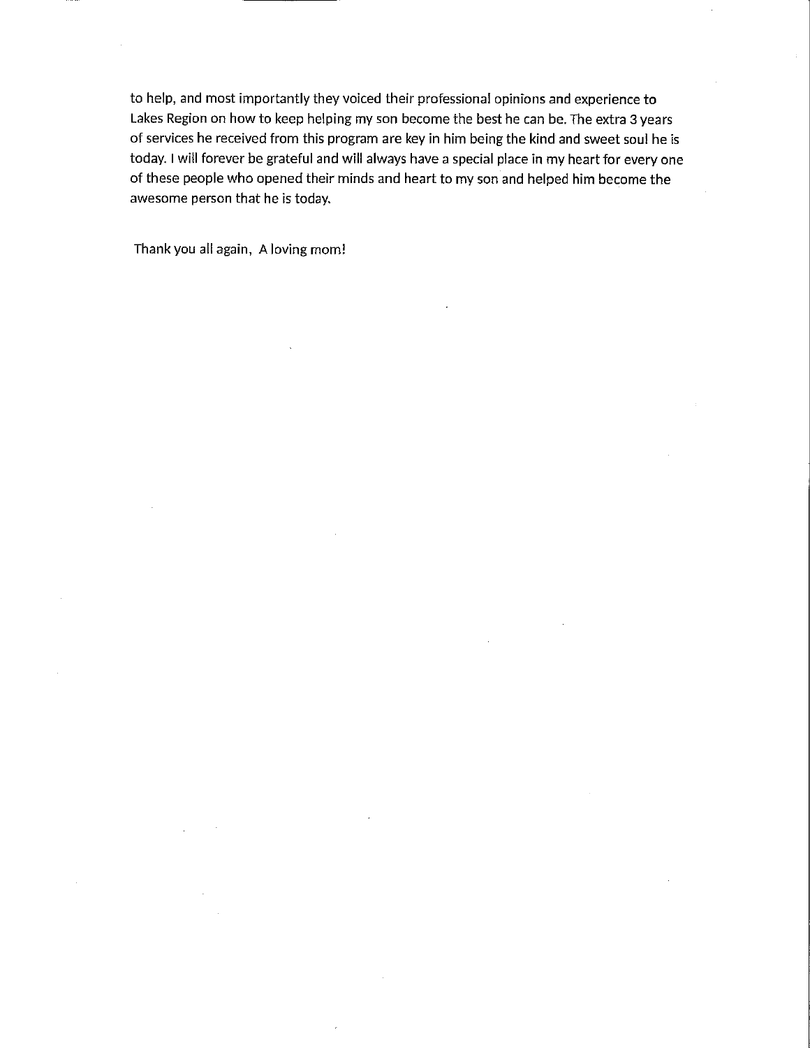to help, and most importantly they voiced their professional opinions and experience to Lakes Region on how to keep helping my son become the best he can be. The extra 3 years of services he received from this program are key in him being the kind and sweet soul he is today. I will forever be grateful and will always have a special place in my heart for every one of these people who opened their minds and heart to my son and helped him become the awesome person that he is today.

Thank you all again, A loving mom!